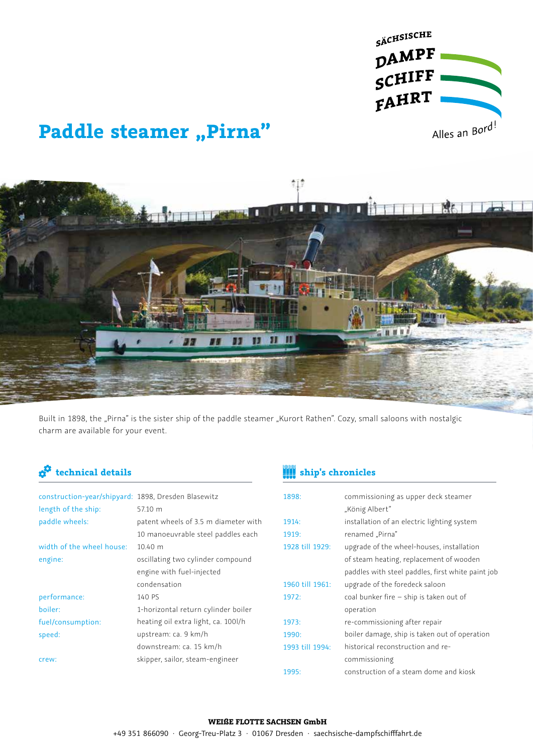SÄCHSISCHE DAMPF SCHIFF FAHRT

Alles an Bord!

# Paddle steamer „Pirna"

Built in 1898, the „Pirna" is the sister ship of the paddle steamer „Kurort Rathen". Cozy, small saloons with nostalgic charm are available for your event.

## technical details

| | |
|---|---|
| construction-year/shipyard: | 1898, Dresden Blasewitz |
| length of the ship: | 57.10 m |
| paddle wheels: | patent wheels of 3.5 m diameter with 10 manoeuvrable steel paddles each |
| width of the wheel house: | 10.40 m |
| engine: | oscillating two cylinder compound engine with fuel-injected condensation |
| performance: | 140 PS |
| boiler: | 1-horizontal return cylinder boiler |
| fuel/consumption: | heating oil extra light, ca. 100l/h |
| speed: | upstream: ca. 9 km/h<br>downstream: ca. 15 km/h |
| crew: | skipper, sailor, steam-engineer |

## ship's chronicles

| | |
|---|---|
| 1898: | commissioning as upper deck steamer „König Albert" |
| 1914: | installation of an electric lighting system |
| 1919: | renamed „Pirna" |
| 1928 till 1929: | upgrade of the wheel-houses, installation of steam heating, replacement of wooden paddles with steel paddles, first white paint job |
| 1960 till 1961: | upgrade of the foredeck saloon |
| 1972: | coal bunker fire – ship is taken out of operation |
| 1973: | re-commissioning after repair |
| 1990: | boiler damage, ship is taken out of operation |
| 1993 till 1994: | historical reconstruction and re-commissioning |
| 1995: | construction of a steam dome and kiosk |

**WEIßE FLOTTE SACHSEN GmbH**

+49 351 866090 · Georg-Treu-Platz 3 · 01067 Dresden · saechsische-dampfschifffahrt.de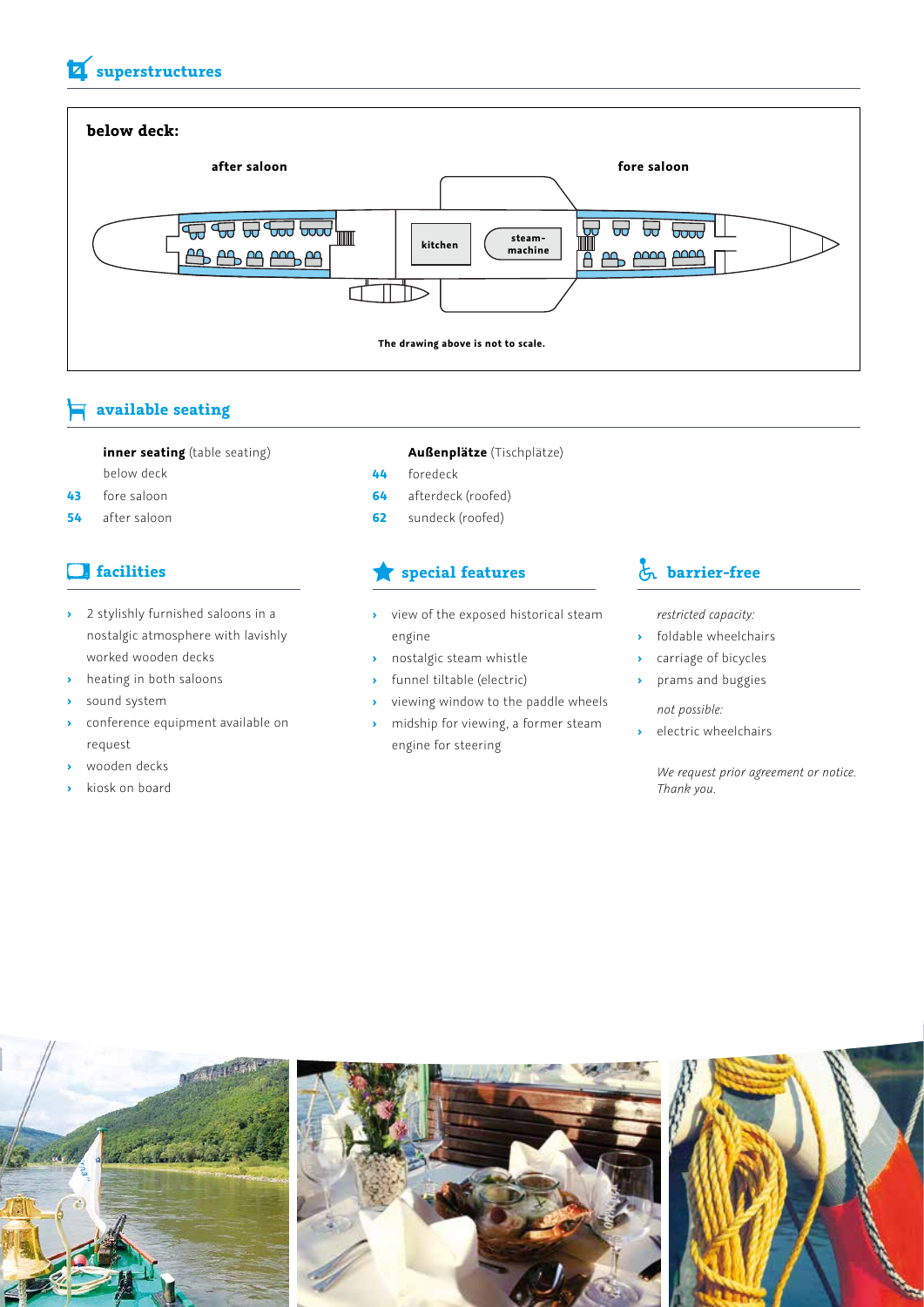## superstructures

**below deck:**

after saloon

fore saloon

kitchen

steam-machine

**The drawing above is not to scale.**

## available seating

**inner seating** (table seating)

below deck

**43** fore saloon

**54** after saloon

**Außenplätze** (Tischplätze)

**44** foredeck

**64** afterdeck (roofed)

**62** sundeck (roofed)

## facilities

- 2 stylishly furnished saloons in a nostalgic atmosphere with lavishly worked wooden decks
- heating in both saloons
- sound system
- conference equipment available on request
- wooden decks
- kiosk on board

## special features

- view of the exposed historical steam engine
- nostalgic steam whistle
- funnel tiltable (electric)
- viewing window to the paddle wheels
- midship for viewing, a former steam engine for steering

## barrier-free

*restricted capacity:*

- foldable wheelchairs
- carriage of bicycles
- prams and buggies

*not possible:*

- electric wheelchairs

*We request prior agreement or notice. Thank you.*